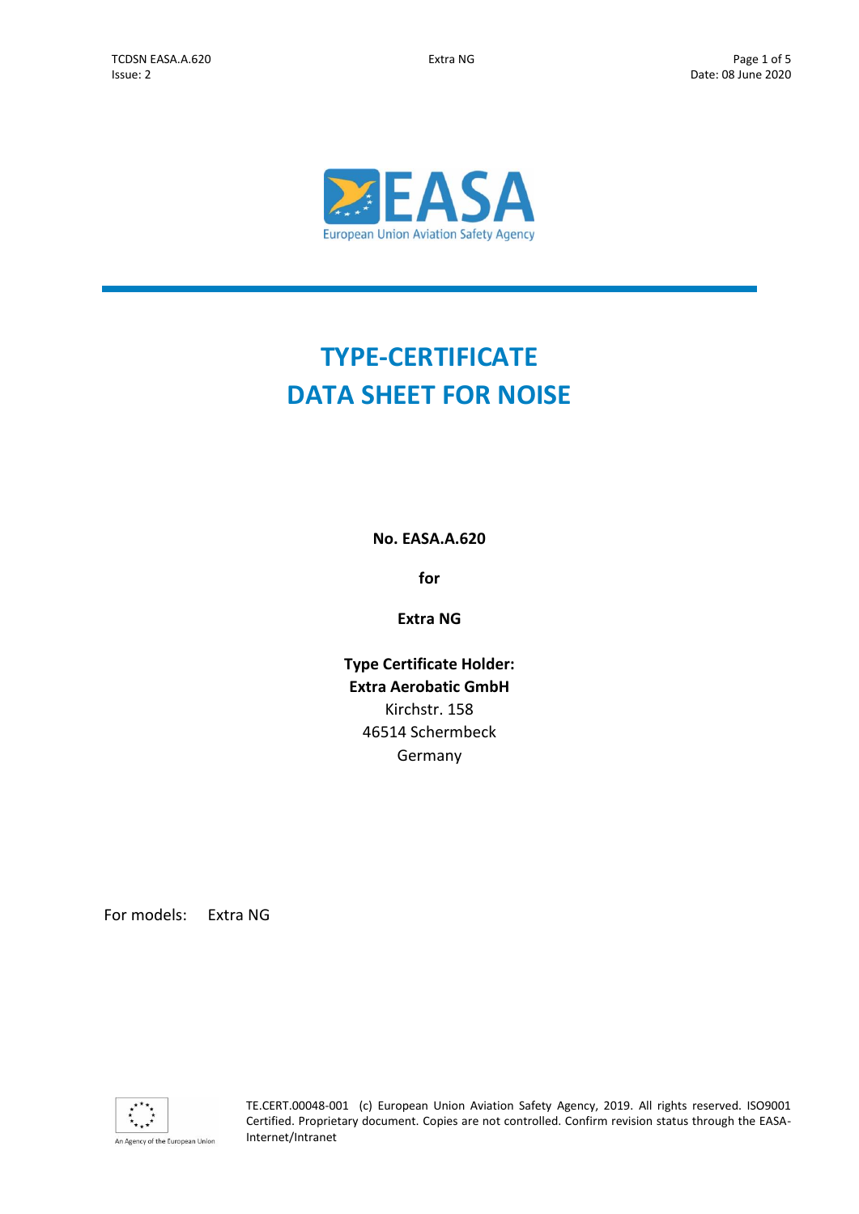# TYPE-CERTIFICATE DATA SHEET FOR NOISE

**No. EASA.A.620**

**for**

**Extra NG**

**Type Certificate Holder:**
**Extra Aerobatic GmbH**
Kirchstr. 158
46514 Schermbeck
Germany

For models: Extra NG

TE.CERT.00048-001 (c) European Union Aviation Safety Agency, 2019. All rights reserved. ISO9001 Certified. Proprietary document. Copies are not controlled. Confirm revision status through the EASA-Internet/Intranet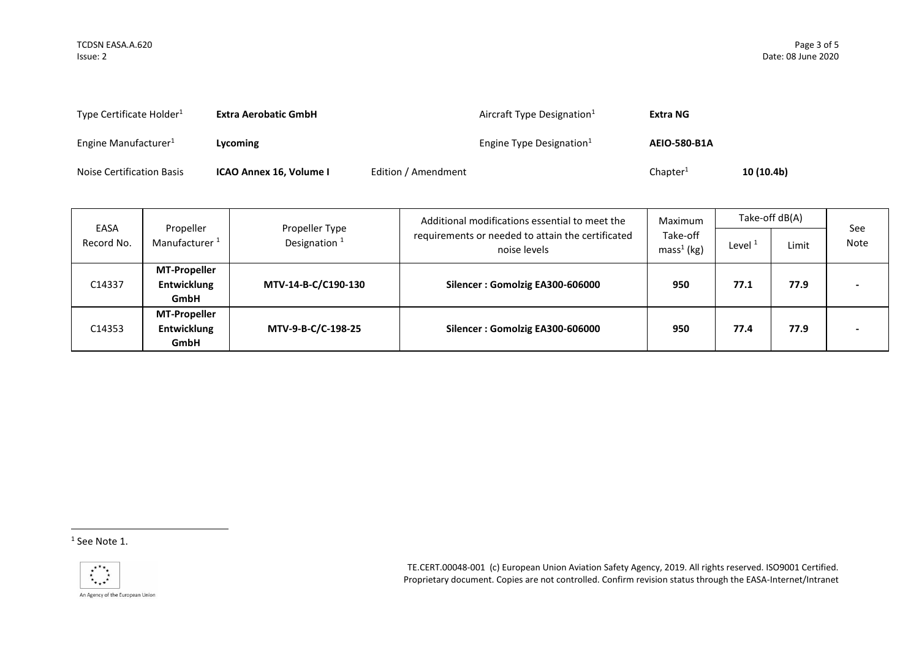| Type Certificate Holder[1] | **Extra Aerobatic GmbH** | | Aircraft Type Designation[1] | **Extra NG** |
|---|---|---|---|---|
| Engine Manufacturer[1] | **Lycoming** | | Engine Type Designation[1] | **AEIO-580-B1A** |
| Noise Certification Basis | **ICAO Annex 16, Volume I** | Edition / Amendment | Chapter[1] | **10 (10.4b)** |

| EASA Record No. | Propeller Manufacturer [1] | Propeller Type Designation [1] | Additional modifications essential to meet the requirements or needed to attain the certificated noise levels | Maximum Take-off mass[1] (kg) | Take-off dB(A) | | See Note |
|---|---|---|---|---|---|---|---|
| | | | | | Level [1] | Limit | |
| C14337 | **MT-Propeller Entwicklung GmbH** | **MTV-14-B-C/C190-130** | **Silencer : Gomolzig EA300-606000** | **950** | **77.1** | **77.9** | **-** |
| C14353 | **MT-Propeller Entwicklung GmbH** | **MTV-9-B-C/C-198-25** | **Silencer : Gomolzig EA300-606000** | **950** | **77.4** | **77.9** | **-** |

[1] See Note 1.

TE.CERT.00048-001 (c) European Union Aviation Safety Agency, 2019. All rights reserved. ISO9001 Certified. Proprietary document. Copies are not controlled. Confirm revision status through the EASA-Internet/Intranet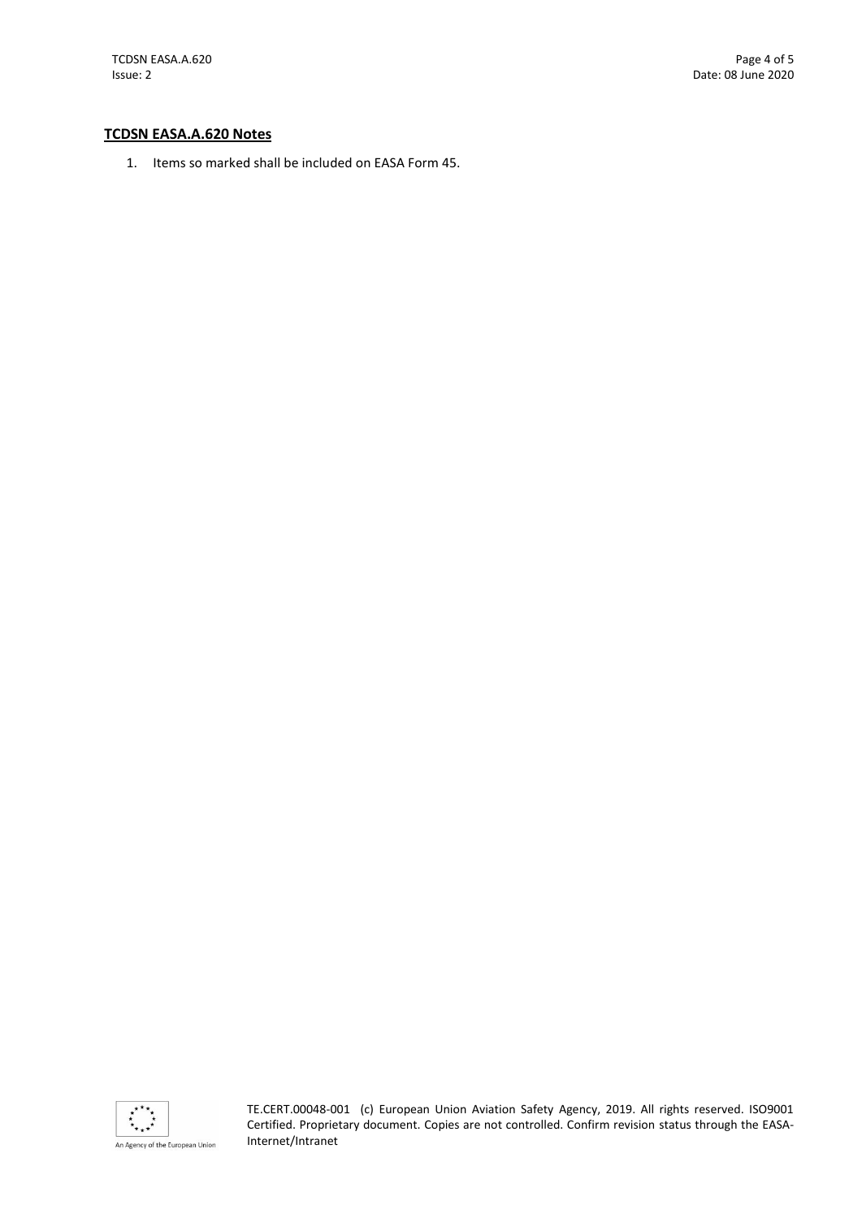## TCDSN EASA.A.620 Notes

1. Items so marked shall be included on EASA Form 45.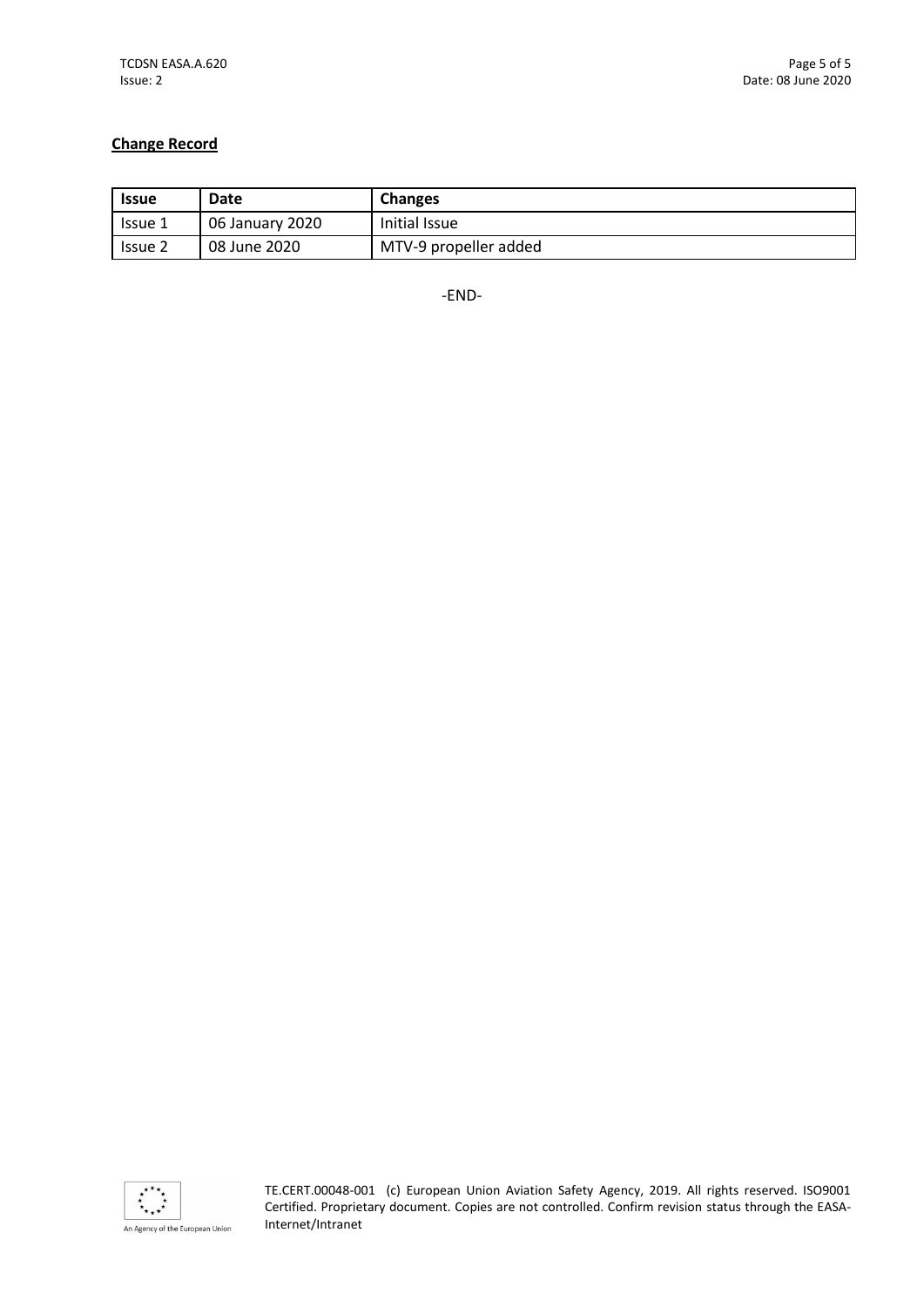**Change Record**

| Issue | Date | Changes |
|---|---|---|
| Issue 1 | 06 January 2020 | Initial Issue |
| Issue 2 | 08 June 2020 | MTV-9 propeller added |

-END-